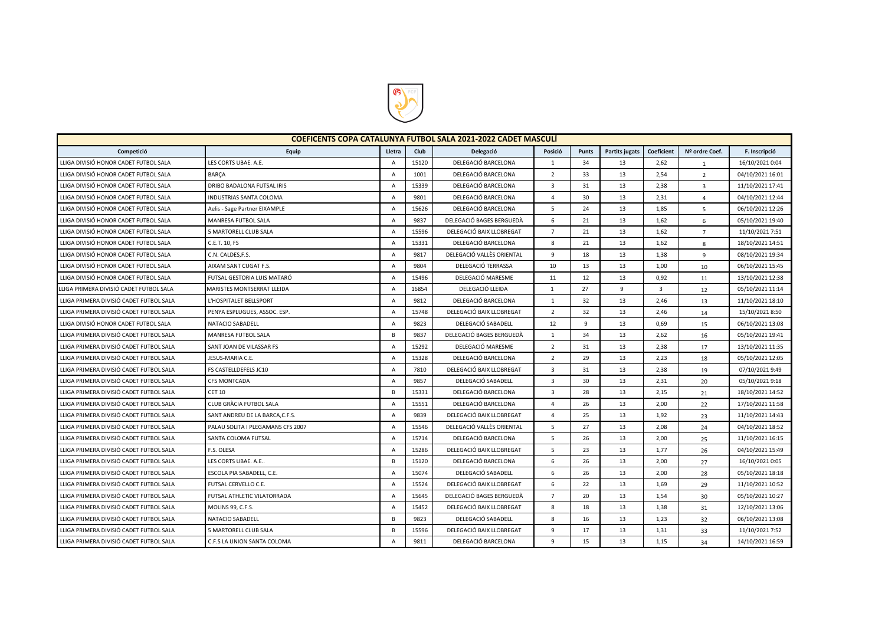| COEFICENTS COPA CATALUNYA FUTBOL SALA 2021-2022 CADET MASCULÍ | | | | | | | | | | |
|---|---|---|---|---|---|---|---|---|---|---|
| Competició | Equip | Lletra | Club | Delegació | Posició | Punts | Partits jugats | Coeficient | Nº ordre Coef. | F. Inscripció |
| LLIGA DIVISIÓ HONOR CADET FUTBOL SALA | LES CORTS UBAE. A.E. | A | 15120 | DELEGACIÓ BARCELONA | 1 | 34 | 13 | 2,62 | 1 | 16/10/2021 0:04 |
| LLIGA DIVISIÓ HONOR CADET FUTBOL SALA | BARÇA | A | 1001 | DELEGACIÓ BARCELONA | 2 | 33 | 13 | 2,54 | 2 | 04/10/2021 16:01 |
| LLIGA DIVISIÓ HONOR CADET FUTBOL SALA | DRIBO BADALONA FUTSAL IRIS | A | 15339 | DELEGACIÓ BARCELONA | 3 | 31 | 13 | 2,38 | 3 | 11/10/2021 17:41 |
| LLIGA DIVISIÓ HONOR CADET FUTBOL SALA | INDUSTRIAS SANTA COLOMA | A | 9801 | DELEGACIÓ BARCELONA | 4 | 30 | 13 | 2,31 | 4 | 04/10/2021 12:44 |
| LLIGA DIVISIÓ HONOR CADET FUTBOL SALA | Aelis - Sage Partner EIXAMPLE | A | 15626 | DELEGACIÓ BARCELONA | 5 | 24 | 13 | 1,85 | 5 | 06/10/2021 12:26 |
| LLIGA DIVISIÓ HONOR CADET FUTBOL SALA | MANRESA FUTBOL SALA | A | 9837 | DELEGACIÓ BAGES BERGUEDÀ | 6 | 21 | 13 | 1,62 | 6 | 05/10/2021 19:40 |
| LLIGA DIVISIÓ HONOR CADET FUTBOL SALA | 5 MARTORELL CLUB SALA | A | 15596 | DELEGACIÓ BAIX LLOBREGAT | 7 | 21 | 13 | 1,62 | 7 | 11/10/2021 7:51 |
| LLIGA DIVISIÓ HONOR CADET FUTBOL SALA | C.E.T. 10, FS | A | 15331 | DELEGACIÓ BARCELONA | 8 | 21 | 13 | 1,62 | 8 | 18/10/2021 14:51 |
| LLIGA DIVISIÓ HONOR CADET FUTBOL SALA | C.N. CALDES,F.S. | A | 9817 | DELEGACIÓ VALLÈS ORIENTAL | 9 | 18 | 13 | 1,38 | 9 | 08/10/2021 19:34 |
| LLIGA DIVISIÓ HONOR CADET FUTBOL SALA | AIXAM SANT CUGAT F.S. | A | 9804 | DELEGACIÓ TERRASSA | 10 | 13 | 13 | 1,00 | 10 | 06/10/2021 15:45 |
| LLIGA DIVISIÓ HONOR CADET FUTBOL SALA | FUTSAL GESTORIA LUIS MATARÓ | A | 15496 | DELEGACIÓ MARESME | 11 | 12 | 13 | 0,92 | 11 | 13/10/2021 12:38 |
| LLIGA PRIMERA DIVISIÓ CADET FUTBOL SALA | MARISTES MONTSERRAT LLEIDA | A | 16854 | DELEGACIÓ LLEIDA | 1 | 27 | 9 | 3 | 12 | 05/10/2021 11:14 |
| LLIGA PRIMERA DIVISIÓ CADET FUTBOL SALA | L'HOSPITALET BELLSPORT | A | 9812 | DELEGACIÓ BARCELONA | 1 | 32 | 13 | 2,46 | 13 | 11/10/2021 18:10 |
| LLIGA PRIMERA DIVISIÓ CADET FUTBOL SALA | PENYA ESPLUGUES, ASSOC. ESP. | A | 15748 | DELEGACIÓ BAIX LLOBREGAT | 2 | 32 | 13 | 2,46 | 14 | 15/10/2021 8:50 |
| LLIGA DIVISIÓ HONOR CADET FUTBOL SALA | NATACIO SABADELL | A | 9823 | DELEGACIÓ SABADELL | 12 | 9 | 13 | 0,69 | 15 | 06/10/2021 13:08 |
| LLIGA PRIMERA DIVISIÓ CADET FUTBOL SALA | MANRESA FUTBOL SALA | B | 9837 | DELEGACIÓ BAGES BERGUEDÀ | 1 | 34 | 13 | 2,62 | 16 | 05/10/2021 19:41 |
| LLIGA PRIMERA DIVISIÓ CADET FUTBOL SALA | SANT JOAN DE VILASSAR FS | A | 15292 | DELEGACIÓ MARESME | 2 | 31 | 13 | 2,38 | 17 | 13/10/2021 11:35 |
| LLIGA PRIMERA DIVISIÓ CADET FUTBOL SALA | JESUS-MARIA C.E. | A | 15328 | DELEGACIÓ BARCELONA | 2 | 29 | 13 | 2,23 | 18 | 05/10/2021 12:05 |
| LLIGA PRIMERA DIVISIÓ CADET FUTBOL SALA | FS CASTELLDEFELS JC10 | A | 7810 | DELEGACIÓ BAIX LLOBREGAT | 3 | 31 | 13 | 2,38 | 19 | 07/10/2021 9:49 |
| LLIGA PRIMERA DIVISIÓ CADET FUTBOL SALA | CFS MONTCADA | A | 9857 | DELEGACIÓ SABADELL | 3 | 30 | 13 | 2,31 | 20 | 05/10/2021 9:18 |
| LLIGA PRIMERA DIVISIÓ CADET FUTBOL SALA | CET 10 | B | 15331 | DELEGACIÓ BARCELONA | 3 | 28 | 13 | 2,15 | 21 | 18/10/2021 14:52 |
| LLIGA PRIMERA DIVISIÓ CADET FUTBOL SALA | CLUB GRÀCIA FUTBOL SALA | A | 15551 | DELEGACIÓ BARCELONA | 4 | 26 | 13 | 2,00 | 22 | 17/10/2021 11:58 |
| LLIGA PRIMERA DIVISIÓ CADET FUTBOL SALA | SANT ANDREU DE LA BARCA,C.F.S. | A | 9839 | DELEGACIÓ BAIX LLOBREGAT | 4 | 25 | 13 | 1,92 | 23 | 11/10/2021 14:43 |
| LLIGA PRIMERA DIVISIÓ CADET FUTBOL SALA | PALAU SOLITA I PLEGAMANS CFS 2007 | A | 15546 | DELEGACIÓ VALLÈS ORIENTAL | 5 | 27 | 13 | 2,08 | 24 | 04/10/2021 18:52 |
| LLIGA PRIMERA DIVISIÓ CADET FUTBOL SALA | SANTA COLOMA FUTSAL | A | 15714 | DELEGACIÓ BARCELONA | 5 | 26 | 13 | 2,00 | 25 | 11/10/2021 16:15 |
| LLIGA PRIMERA DIVISIÓ CADET FUTBOL SALA | F.S. OLESA | A | 15286 | DELEGACIÓ BAIX LLOBREGAT | 5 | 23 | 13 | 1,77 | 26 | 04/10/2021 15:49 |
| LLIGA PRIMERA DIVISIÓ CADET FUTBOL SALA | LES CORTS UBAE. A.E.. | B | 15120 | DELEGACIÓ BARCELONA | 6 | 26 | 13 | 2,00 | 27 | 16/10/2021 0:05 |
| LLIGA PRIMERA DIVISIÓ CADET FUTBOL SALA | ESCOLA PIA SABADELL, C.E. | A | 15074 | DELEGACIÓ SABADELL | 6 | 26 | 13 | 2,00 | 28 | 05/10/2021 18:18 |
| LLIGA PRIMERA DIVISIÓ CADET FUTBOL SALA | FUTSAL CERVELLO C.E. | A | 15524 | DELEGACIÓ BAIX LLOBREGAT | 6 | 22 | 13 | 1,69 | 29 | 11/10/2021 10:52 |
| LLIGA PRIMERA DIVISIÓ CADET FUTBOL SALA | FUTSAL ATHLETIC VILATORRADA | A | 15645 | DELEGACIÓ BAGES BERGUEDÀ | 7 | 20 | 13 | 1,54 | 30 | 05/10/2021 10:27 |
| LLIGA PRIMERA DIVISIÓ CADET FUTBOL SALA | MOLINS 99, C.F.S. | A | 15452 | DELEGACIÓ BAIX LLOBREGAT | 8 | 18 | 13 | 1,38 | 31 | 12/10/2021 13:06 |
| LLIGA PRIMERA DIVISIÓ CADET FUTBOL SALA | NATACIO SABADELL | B | 9823 | DELEGACIÓ SABADELL | 8 | 16 | 13 | 1,23 | 32 | 06/10/2021 13:08 |
| LLIGA PRIMERA DIVISIÓ CADET FUTBOL SALA | 5 MARTORELL CLUB SALA | B | 15596 | DELEGACIÓ BAIX LLOBREGAT | 9 | 17 | 13 | 1,31 | 33 | 11/10/2021 7:52 |
| LLIGA PRIMERA DIVISIÓ CADET FUTBOL SALA | C.F.S LA UNION SANTA COLOMA | A | 9811 | DELEGACIÓ BARCELONA | 9 | 15 | 13 | 1,15 | 34 | 14/10/2021 16:59 |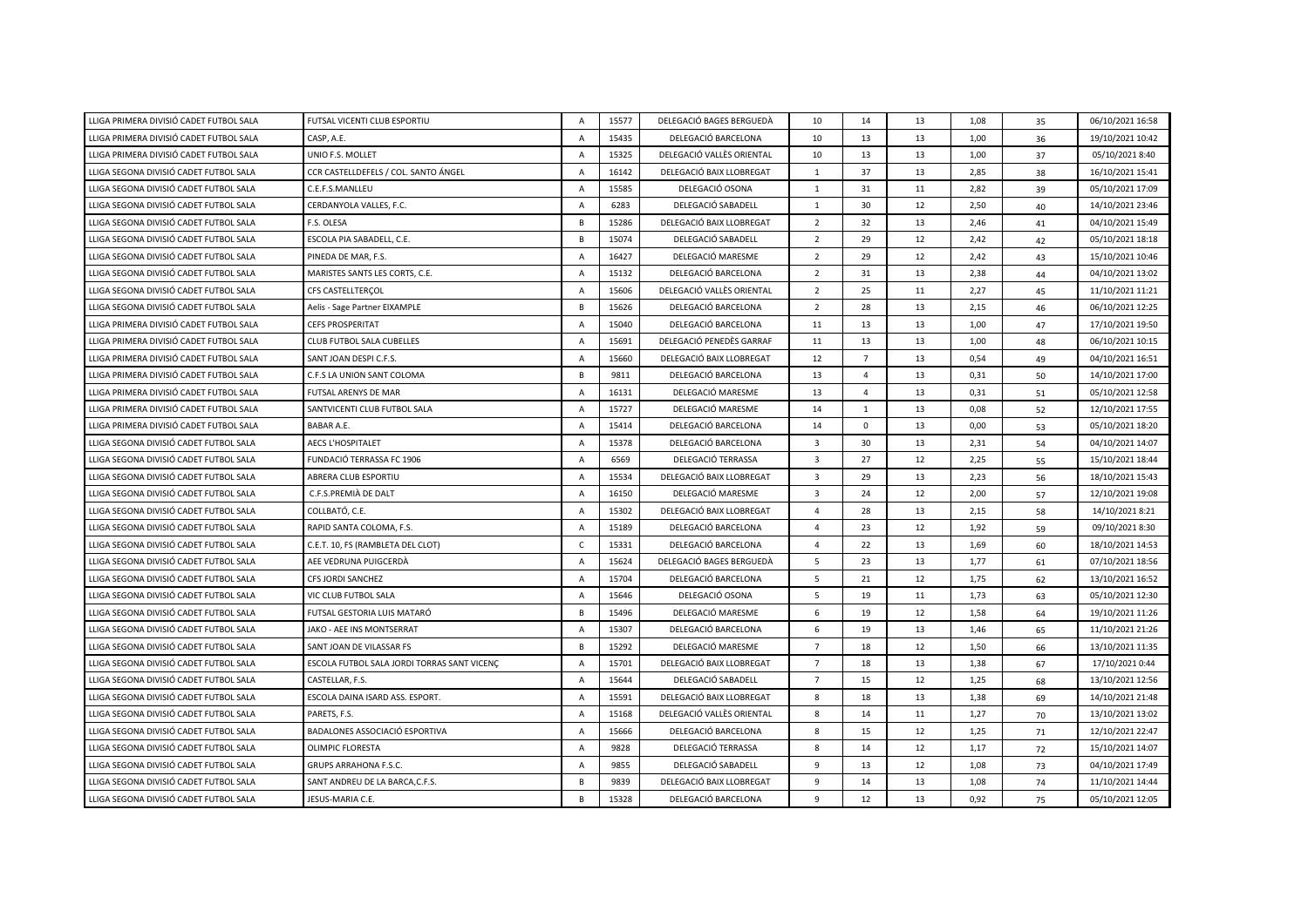| | | | | | | | | | | |
|---|---|---|---|---|---|---|---|---|---|---|
| LLIGA PRIMERA DIVISIÓ CADET FUTBOL SALA | FUTSAL VICENTI CLUB ESPORTIU | A | 15577 | DELEGACIÓ BAGES BERGUEDÀ | 10 | 14 | 13 | 1,08 | 35 | 06/10/2021 16:58 |
| LLIGA PRIMERA DIVISIÓ CADET FUTBOL SALA | CASP, A.E. | A | 15435 | DELEGACIÓ BARCELONA | 10 | 13 | 13 | 1,00 | 36 | 19/10/2021 10:42 |
| LLIGA PRIMERA DIVISIÓ CADET FUTBOL SALA | UNIO F.S. MOLLET | A | 15325 | DELEGACIÓ VALLÈS ORIENTAL | 10 | 13 | 13 | 1,00 | 37 | 05/10/2021 8:40 |
| LLIGA SEGONA DIVISIÓ CADET FUTBOL SALA | CCR CASTELLDEFELS / COL. SANTO ÁNGEL | A | 16142 | DELEGACIÓ BAIX LLOBREGAT | 1 | 37 | 13 | 2,85 | 38 | 16/10/2021 15:41 |
| LLIGA SEGONA DIVISIÓ CADET FUTBOL SALA | C.E.F.S.MANLLEU | A | 15585 | DELEGACIÓ OSONA | 1 | 31 | 11 | 2,82 | 39 | 05/10/2021 17:09 |
| LLIGA SEGONA DIVISIÓ CADET FUTBOL SALA | CERDANYOLA VALLES, F.C. | A | 6283 | DELEGACIÓ SABADELL | 1 | 30 | 12 | 2,50 | 40 | 14/10/2021 23:46 |
| LLIGA SEGONA DIVISIÓ CADET FUTBOL SALA | F.S. OLESA | B | 15286 | DELEGACIÓ BAIX LLOBREGAT | 2 | 32 | 13 | 2,46 | 41 | 04/10/2021 15:49 |
| LLIGA SEGONA DIVISIÓ CADET FUTBOL SALA | ESCOLA PIA SABADELL, C.E. | B | 15074 | DELEGACIÓ SABADELL | 2 | 29 | 12 | 2,42 | 42 | 05/10/2021 18:18 |
| LLIGA SEGONA DIVISIÓ CADET FUTBOL SALA | PINEDA DE MAR, F.S. | A | 16427 | DELEGACIÓ MARESME | 2 | 29 | 12 | 2,42 | 43 | 15/10/2021 10:46 |
| LLIGA SEGONA DIVISIÓ CADET FUTBOL SALA | MARISTES SANTS LES CORTS, C.E. | A | 15132 | DELEGACIÓ BARCELONA | 2 | 31 | 13 | 2,38 | 44 | 04/10/2021 13:02 |
| LLIGA SEGONA DIVISIÓ CADET FUTBOL SALA | CFS CASTELLTERÇOL | A | 15606 | DELEGACIÓ VALLÈS ORIENTAL | 2 | 25 | 11 | 2,27 | 45 | 11/10/2021 11:21 |
| LLIGA SEGONA DIVISIÓ CADET FUTBOL SALA | Aelis - Sage Partner EIXAMPLE | B | 15626 | DELEGACIÓ BARCELONA | 2 | 28 | 13 | 2,15 | 46 | 06/10/2021 12:25 |
| LLIGA PRIMERA DIVISIÓ CADET FUTBOL SALA | CEFS PROSPERITAT | A | 15040 | DELEGACIÓ BARCELONA | 11 | 13 | 13 | 1,00 | 47 | 17/10/2021 19:50 |
| LLIGA PRIMERA DIVISIÓ CADET FUTBOL SALA | CLUB FUTBOL SALA CUBELLES | A | 15691 | DELEGACIÓ PENEDÈS GARRAF | 11 | 13 | 13 | 1,00 | 48 | 06/10/2021 10:15 |
| LLIGA PRIMERA DIVISIÓ CADET FUTBOL SALA | SANT JOAN DESPI C.F.S. | A | 15660 | DELEGACIÓ BAIX LLOBREGAT | 12 | 7 | 13 | 0,54 | 49 | 04/10/2021 16:51 |
| LLIGA PRIMERA DIVISIÓ CADET FUTBOL SALA | C.F.S LA UNION SANT COLOMA | B | 9811 | DELEGACIÓ BARCELONA | 13 | 4 | 13 | 0,31 | 50 | 14/10/2021 17:00 |
| LLIGA PRIMERA DIVISIÓ CADET FUTBOL SALA | FUTSAL ARENYS DE MAR | A | 16131 | DELEGACIÓ MARESME | 13 | 4 | 13 | 0,31 | 51 | 05/10/2021 12:58 |
| LLIGA PRIMERA DIVISIÓ CADET FUTBOL SALA | SANTVICENTI CLUB FUTBOL SALA | A | 15727 | DELEGACIÓ MARESME | 14 | 1 | 13 | 0,08 | 52 | 12/10/2021 17:55 |
| LLIGA PRIMERA DIVISIÓ CADET FUTBOL SALA | BABAR A.E. | A | 15414 | DELEGACIÓ BARCELONA | 14 | 0 | 13 | 0,00 | 53 | 05/10/2021 18:20 |
| LLIGA SEGONA DIVISIÓ CADET FUTBOL SALA | AECS L'HOSPITALET | A | 15378 | DELEGACIÓ BARCELONA | 3 | 30 | 13 | 2,31 | 54 | 04/10/2021 14:07 |
| LLIGA SEGONA DIVISIÓ CADET FUTBOL SALA | FUNDACIÓ TERRASSA FC 1906 | A | 6569 | DELEGACIÓ TERRASSA | 3 | 27 | 12 | 2,25 | 55 | 15/10/2021 18:44 |
| LLIGA SEGONA DIVISIÓ CADET FUTBOL SALA | ABRERA CLUB ESPORTIU | A | 15534 | DELEGACIÓ BAIX LLOBREGAT | 3 | 29 | 13 | 2,23 | 56 | 18/10/2021 15:43 |
| LLIGA SEGONA DIVISIÓ CADET FUTBOL SALA | C.F.S.PREMIÀ DE DALT | A | 16150 | DELEGACIÓ MARESME | 3 | 24 | 12 | 2,00 | 57 | 12/10/2021 19:08 |
| LLIGA SEGONA DIVISIÓ CADET FUTBOL SALA | COLLBATÓ, C.E. | A | 15302 | DELEGACIÓ BAIX LLOBREGAT | 4 | 28 | 13 | 2,15 | 58 | 14/10/2021 8:21 |
| LLIGA SEGONA DIVISIÓ CADET FUTBOL SALA | RAPID SANTA COLOMA, F.S. | A | 15189 | DELEGACIÓ BARCELONA | 4 | 23 | 12 | 1,92 | 59 | 09/10/2021 8:30 |
| LLIGA SEGONA DIVISIÓ CADET FUTBOL SALA | C.E.T. 10, FS (RAMBLETA DEL CLOT) | C | 15331 | DELEGACIÓ BARCELONA | 4 | 22 | 13 | 1,69 | 60 | 18/10/2021 14:53 |
| LLIGA SEGONA DIVISIÓ CADET FUTBOL SALA | AEE VEDRUNA PUIGCERDÀ | A | 15624 | DELEGACIÓ BAGES BERGUEDÀ | 5 | 23 | 13 | 1,77 | 61 | 07/10/2021 18:56 |
| LLIGA SEGONA DIVISIÓ CADET FUTBOL SALA | CFS JORDI SANCHEZ | A | 15704 | DELEGACIÓ BARCELONA | 5 | 21 | 12 | 1,75 | 62 | 13/10/2021 16:52 |
| LLIGA SEGONA DIVISIÓ CADET FUTBOL SALA | VIC CLUB FUTBOL SALA | A | 15646 | DELEGACIÓ OSONA | 5 | 19 | 11 | 1,73 | 63 | 05/10/2021 12:30 |
| LLIGA SEGONA DIVISIÓ CADET FUTBOL SALA | FUTSAL GESTORIA LUIS MATARÓ | B | 15496 | DELEGACIÓ MARESME | 6 | 19 | 12 | 1,58 | 64 | 19/10/2021 11:26 |
| LLIGA SEGONA DIVISIÓ CADET FUTBOL SALA | JAKO - AEE INS MONTSERRAT | A | 15307 | DELEGACIÓ BARCELONA | 6 | 19 | 13 | 1,46 | 65 | 11/10/2021 21:26 |
| LLIGA SEGONA DIVISIÓ CADET FUTBOL SALA | SANT JOAN DE VILASSAR FS | B | 15292 | DELEGACIÓ MARESME | 7 | 18 | 12 | 1,50 | 66 | 13/10/2021 11:35 |
| LLIGA SEGONA DIVISIÓ CADET FUTBOL SALA | ESCOLA FUTBOL SALA JORDI TORRAS SANT VICENÇ | A | 15701 | DELEGACIÓ BAIX LLOBREGAT | 7 | 18 | 13 | 1,38 | 67 | 17/10/2021 0:44 |
| LLIGA SEGONA DIVISIÓ CADET FUTBOL SALA | CASTELLAR, F.S. | A | 15644 | DELEGACIÓ SABADELL | 7 | 15 | 12 | 1,25 | 68 | 13/10/2021 12:56 |
| LLIGA SEGONA DIVISIÓ CADET FUTBOL SALA | ESCOLA DAINA ISARD ASS. ESPORT. | A | 15591 | DELEGACIÓ BAIX LLOBREGAT | 8 | 18 | 13 | 1,38 | 69 | 14/10/2021 21:48 |
| LLIGA SEGONA DIVISIÓ CADET FUTBOL SALA | PARETS, F.S. | A | 15168 | DELEGACIÓ VALLÈS ORIENTAL | 8 | 14 | 11 | 1,27 | 70 | 13/10/2021 13:02 |
| LLIGA SEGONA DIVISIÓ CADET FUTBOL SALA | BADALONES ASSOCIACIÓ ESPORTIVA | A | 15666 | DELEGACIÓ BARCELONA | 8 | 15 | 12 | 1,25 | 71 | 12/10/2021 22:47 |
| LLIGA SEGONA DIVISIÓ CADET FUTBOL SALA | OLIMPIC FLORESTA | A | 9828 | DELEGACIÓ TERRASSA | 8 | 14 | 12 | 1,17 | 72 | 15/10/2021 14:07 |
| LLIGA SEGONA DIVISIÓ CADET FUTBOL SALA | GRUPS ARRAHONA F.S.C. | A | 9855 | DELEGACIÓ SABADELL | 9 | 13 | 12 | 1,08 | 73 | 04/10/2021 17:49 |
| LLIGA SEGONA DIVISIÓ CADET FUTBOL SALA | SANT ANDREU DE LA BARCA,C.F.S. | B | 9839 | DELEGACIÓ BAIX LLOBREGAT | 9 | 14 | 13 | 1,08 | 74 | 11/10/2021 14:44 |
| LLIGA SEGONA DIVISIÓ CADET FUTBOL SALA | JESUS-MARIA C.E. | B | 15328 | DELEGACIÓ BARCELONA | 9 | 12 | 13 | 0,92 | 75 | 05/10/2021 12:05 |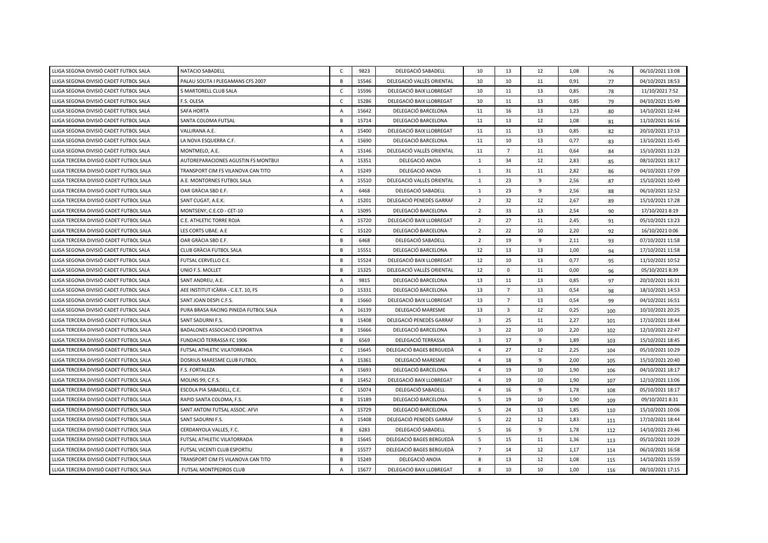| | | | | | | | | | | |
|---|---|---|---|---|---|---|---|---|---|---|
| LLIGA SEGONA DIVISIÓ CADET FUTBOL SALA | NATACIO SABADELL | C | 9823 | DELEGACIÓ SABADELL | 10 | 13 | 12 | 1,08 | 76 | 06/10/2021 13:08 |
| LLIGA SEGONA DIVISIÓ CADET FUTBOL SALA | PALAU SOLITA I PLEGAMANS CFS 2007 | B | 15546 | DELEGACIÓ VALLÈS ORIENTAL | 10 | 10 | 11 | 0,91 | 77 | 04/10/2021 18:53 |
| LLIGA SEGONA DIVISIÓ CADET FUTBOL SALA | 5 MARTORELL CLUB SALA | C | 15596 | DELEGACIÓ BAIX LLOBREGAT | 10 | 11 | 13 | 0,85 | 78 | 11/10/2021 7:52 |
| LLIGA SEGONA DIVISIÓ CADET FUTBOL SALA | F.S. OLESA | C | 15286 | DELEGACIÓ BAIX LLOBREGAT | 10 | 11 | 13 | 0,85 | 79 | 04/10/2021 15:49 |
| LLIGA SEGONA DIVISIÓ CADET FUTBOL SALA | SAFA HORTA | A | 15642 | DELEGACIÓ BARCELONA | 11 | 16 | 13 | 1,23 | 80 | 14/10/2021 12:44 |
| LLIGA SEGONA DIVISIÓ CADET FUTBOL SALA | SANTA COLOMA FUTSAL | B | 15714 | DELEGACIÓ BARCELONA | 11 | 13 | 12 | 1,08 | 81 | 11/10/2021 16:16 |
| LLIGA SEGONA DIVISIÓ CADET FUTBOL SALA | VALLIRANA A.E. | A | 15400 | DELEGACIÓ BAIX LLOBREGAT | 11 | 11 | 13 | 0,85 | 82 | 20/10/2021 17:13 |
| LLIGA SEGONA DIVISIÓ CADET FUTBOL SALA | LA NOVA ESQUERRA C.F. | A | 15690 | DELEGACIÓ BARCELONA | 11 | 10 | 13 | 0,77 | 83 | 13/10/2021 15:45 |
| LLIGA SEGONA DIVISIÓ CADET FUTBOL SALA | MONTMELO, A.E. | A | 15146 | DELEGACIÓ VALLÈS ORIENTAL | 11 | 7 | 11 | 0,64 | 84 | 15/10/2021 11:23 |
| LLIGA TERCERA DIVISIÓ CADET FUTBOL SALA | AUTOREPARACIONES AGUSTIN FS MONTBUI | A | 15351 | DELEGACIÓ ANOIA | 1 | 34 | 12 | 2,83 | 85 | 08/10/2021 18:17 |
| LLIGA TERCERA DIVISIÓ CADET FUTBOL SALA | TRANSPORT CIM FS VILANOVA CAN TITO | A | 15249 | DELEGACIÓ ANOIA | 1 | 31 | 11 | 2,82 | 86 | 04/10/2021 17:09 |
| LLIGA TERCERA DIVISIÓ CADET FUTBOL SALA | A.E. MONTORNES FUTBOL SALA | A | 15510 | DELEGACIÓ VALLÈS ORIENTAL | 1 | 23 | 9 | 2,56 | 87 | 15/10/2021 10:49 |
| LLIGA TERCERA DIVISIÓ CADET FUTBOL SALA | OAR GRÀCIA SBD E.F. | A | 6468 | DELEGACIÓ SABADELL | 1 | 23 | 9 | 2,56 | 88 | 06/10/2021 12:52 |
| LLIGA TERCERA DIVISIÓ CADET FUTBOL SALA | SANT CUGAT, A.E.K. | A | 15201 | DELEGACIÓ PENEDÈS GARRAF | 2 | 32 | 12 | 2,67 | 89 | 15/10/2021 17:28 |
| LLIGA TERCERA DIVISIÓ CADET FUTBOL SALA | MONTSENY, C.E.CD - CET-10 | A | 15095 | DELEGACIÓ BARCELONA | 2 | 33 | 13 | 2,54 | 90 | 17/10/2021 8:19 |
| LLIGA TERCERA DIVISIÓ CADET FUTBOL SALA | C.E. ATHLETIC TORRE ROJA | A | 15720 | DELEGACIÓ BAIX LLOBREGAT | 2 | 27 | 11 | 2,45 | 91 | 05/10/2021 13:23 |
| LLIGA TERCERA DIVISIÓ CADET FUTBOL SALA | LES CORTS UBAE. A.E | C | 15120 | DELEGACIÓ BARCELONA | 2 | 22 | 10 | 2,20 | 92 | 16/10/2021 0:06 |
| LLIGA TERCERA DIVISIÓ CADET FUTBOL SALA | OAR GRÀCIA SBD E.F. | B | 6468 | DELEGACIÓ SABADELL | 2 | 19 | 9 | 2,11 | 93 | 07/10/2021 11:58 |
| LLIGA SEGONA DIVISIÓ CADET FUTBOL SALA | CLUB GRÀCIA FUTBOL SALA | B | 15551 | DELEGACIÓ BARCELONA | 12 | 13 | 13 | 1,00 | 94 | 17/10/2021 11:58 |
| LLIGA SEGONA DIVISIÓ CADET FUTBOL SALA | FUTSAL CERVELLO C.E. | B | 15524 | DELEGACIÓ BAIX LLOBREGAT | 12 | 10 | 13 | 0,77 | 95 | 11/10/2021 10:52 |
| LLIGA SEGONA DIVISIÓ CADET FUTBOL SALA | UNIO F.S. MOLLET | B | 15325 | DELEGACIÓ VALLÈS ORIENTAL | 12 | 0 | 11 | 0,00 | 96 | 05/10/2021 8:39 |
| LLIGA SEGONA DIVISIÓ CADET FUTBOL SALA | SANT ANDREU, A.E. | A | 9815 | DELEGACIÓ BARCELONA | 13 | 11 | 13 | 0,85 | 97 | 20/10/2021 16:31 |
| LLIGA SEGONA DIVISIÓ CADET FUTBOL SALA | AEE INSTITUT ICÀRIA - C.E.T. 10, FS | D | 15331 | DELEGACIÓ BARCELONA | 13 | 7 | 13 | 0,54 | 98 | 18/10/2021 14:53 |
| LLIGA SEGONA DIVISIÓ CADET FUTBOL SALA | SANT JOAN DESPI C.F.S. | B | 15660 | DELEGACIÓ BAIX LLOBREGAT | 13 | 7 | 13 | 0,54 | 99 | 04/10/2021 16:51 |
| LLIGA SEGONA DIVISIÓ CADET FUTBOL SALA | PURA BRASA RACING PINEDA FUTBOL SALA | A | 16139 | DELEGACIÓ MARESME | 13 | 3 | 12 | 0,25 | 100 | 10/10/2021 20:25 |
| LLIGA TERCERA DIVISIÓ CADET FUTBOL SALA | SANT SADURNI F.S. | B | 15408 | DELEGACIÓ PENEDÈS GARRAF | 3 | 25 | 11 | 2,27 | 101 | 17/10/2021 18:44 |
| LLIGA TERCERA DIVISIÓ CADET FUTBOL SALA | BADALONES ASSOCIACIÓ ESPORTIVA | B | 15666 | DELEGACIÓ BARCELONA | 3 | 22 | 10 | 2,20 | 102 | 12/10/2021 22:47 |
| LLIGA TERCERA DIVISIÓ CADET FUTBOL SALA | FUNDACIÓ TERRASSA FC 1906 | B | 6569 | DELEGACIÓ TERRASSA | 3 | 17 | 9 | 1,89 | 103 | 15/10/2021 18:45 |
| LLIGA TERCERA DIVISIÓ CADET FUTBOL SALA | FUTSAL ATHLETIC VILATORRADA | C | 15645 | DELEGACIÓ BAGES BERGUEDÀ | 4 | 27 | 12 | 2,25 | 104 | 05/10/2021 10:29 |
| LLIGA TERCERA DIVISIÓ CADET FUTBOL SALA | DOSRIUS MARESME CLUB FUTBOL | A | 15361 | DELEGACIÓ MARESME | 4 | 18 | 9 | 2,00 | 105 | 15/10/2021 20:40 |
| LLIGA TERCERA DIVISIÓ CADET FUTBOL SALA | F.S. FORTALEZA | A | 15693 | DELEGACIÓ BARCELONA | 4 | 19 | 10 | 1,90 | 106 | 04/10/2021 18:17 |
| LLIGA TERCERA DIVISIÓ CADET FUTBOL SALA | MOLINS 99, C.F.S. | B | 15452 | DELEGACIÓ BAIX LLOBREGAT | 4 | 19 | 10 | 1,90 | 107 | 12/10/2021 13:06 |
| LLIGA TERCERA DIVISIÓ CADET FUTBOL SALA | ESCOLA PIA SABADELL, C.E. | C | 15074 | DELEGACIÓ SABADELL | 4 | 16 | 9 | 1,78 | 108 | 05/10/2021 18:17 |
| LLIGA TERCERA DIVISIÓ CADET FUTBOL SALA | RAPID SANTA COLOMA, F.S. | B | 15189 | DELEGACIÓ BARCELONA | 5 | 19 | 10 | 1,90 | 109 | 09/10/2021 8:31 |
| LLIGA TERCERA DIVISIÓ CADET FUTBOL SALA | SANT ANTONI FUTSAL ASSOC. AFVI | A | 15729 | DELEGACIÓ BARCELONA | 5 | 24 | 13 | 1,85 | 110 | 15/10/2021 10:06 |
| LLIGA TERCERA DIVISIÓ CADET FUTBOL SALA | SANT SADURNI F.S. | A | 15408 | DELEGACIÓ PENEDÈS GARRAF | 5 | 22 | 12 | 1,83 | 111 | 17/10/2021 18:44 |
| LLIGA TERCERA DIVISIÓ CADET FUTBOL SALA | CERDANYOLA VALLES, F.C. | B | 6283 | DELEGACIÓ SABADELL | 5 | 16 | 9 | 1,78 | 112 | 14/10/2021 23:46 |
| LLIGA TERCERA DIVISIÓ CADET FUTBOL SALA | FUTSAL ATHLETIC VILATORRADA | B | 15645 | DELEGACIÓ BAGES BERGUEDÀ | 5 | 15 | 11 | 1,36 | 113 | 05/10/2021 10:29 |
| LLIGA TERCERA DIVISIÓ CADET FUTBOL SALA | FUTSAL VICENTI CLUB ESPORTIU | B | 15577 | DELEGACIÓ BAGES BERGUEDÀ | 7 | 14 | 12 | 1,17 | 114 | 06/10/2021 16:58 |
| LLIGA TERCERA DIVISIÓ CADET FUTBOL SALA | TRANSPORT CIM FS VILANOVA CAN TITO | B | 15249 | DELEGACIÓ ANOIA | 8 | 13 | 12 | 1,08 | 115 | 14/10/2021 15:59 |
| LLIGA TERCERA DIVISIÓ CADET FUTBOL SALA | FUTSAL MONTPEDROS CLUB | A | 15677 | DELEGACIÓ BAIX LLOBREGAT | 8 | 10 | 10 | 1,00 | 116 | 08/10/2021 17:15 |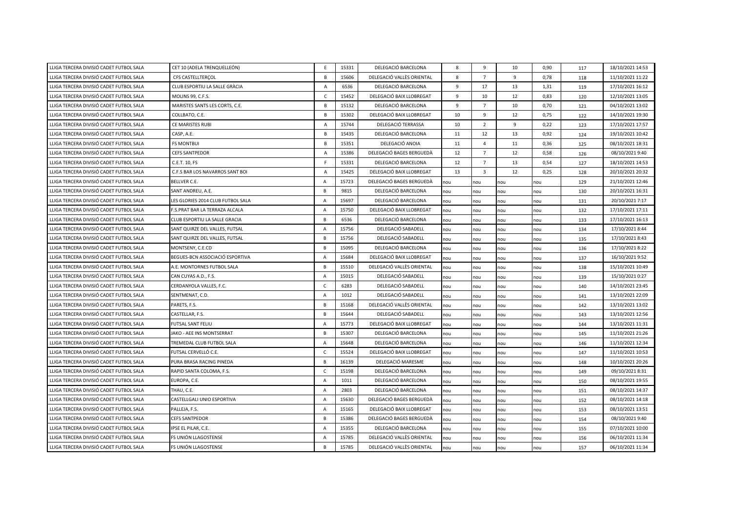| | | | | | | | | | | |
|---|---|---|---|---|---|---|---|---|---|---|
| LLIGA TERCERA DIVISIÓ CADET FUTBOL SALA | CET 10 (ADELA TRENQUELLEÓN) | E | 15331 | DELEGACIÓ BARCELONA | 8 | 9 | 10 | 0,90 | 117 | 18/10/2021 14:53 |
| LLIGA TERCERA DIVISIÓ CADET FUTBOL SALA | CFS CASTELLTERÇOL | B | 15606 | DELEGACIÓ VALLÈS ORIENTAL | 8 | 7 | 9 | 0,78 | 118 | 11/10/2021 11:22 |
| LLIGA TERCERA DIVISIÓ CADET FUTBOL SALA | CLUB ESPORTIU LA SALLE GRÀCIA | A | 6536 | DELEGACIÓ BARCELONA | 9 | 17 | 13 | 1,31 | 119 | 17/10/2021 16:12 |
| LLIGA TERCERA DIVISIÓ CADET FUTBOL SALA | MOLINS 99, C.F.S. | C | 15452 | DELEGACIÓ BAIX LLOBREGAT | 9 | 10 | 12 | 0,83 | 120 | 12/10/2021 13:05 |
| LLIGA TERCERA DIVISIÓ CADET FUTBOL SALA | MARISTES SANTS LES CORTS, C.E. | B | 15132 | DELEGACIÓ BARCELONA | 9 | 7 | 10 | 0,70 | 121 | 04/10/2021 13:02 |
| LLIGA TERCERA DIVISIÓ CADET FUTBOL SALA | COLLBATO, C.E. | B | 15302 | DELEGACIÓ BAIX LLOBREGAT | 10 | 9 | 12 | 0,75 | 122 | 14/10/2021 19:30 |
| LLIGA TERCERA DIVISIÓ CADET FUTBOL SALA | CE MARISTES RUBI | A | 15744 | DELEGACIÓ TERRASSA | 10 | 2 | 9 | 0,22 | 123 | 17/10/2021 17:57 |
| LLIGA TERCERA DIVISIÓ CADET FUTBOL SALA | CASP, A.E. | B | 15435 | DELEGACIÓ BARCELONA | 11 | 12 | 13 | 0,92 | 124 | 19/10/2021 10:42 |
| LLIGA TERCERA DIVISIÓ CADET FUTBOL SALA | FS MONTBUI | B | 15351 | DELEGACIÓ ANOIA | 11 | 4 | 11 | 0,36 | 125 | 08/10/2021 18:31 |
| LLIGA TERCERA DIVISIÓ CADET FUTBOL SALA | CEFS SANTPEDOR | A | 15386 | DELEGACIÓ BAGES BERGUEDÀ | 12 | 7 | 12 | 0,58 | 126 | 08/10/2021 9:40 |
| LLIGA TERCERA DIVISIÓ CADET FUTBOL SALA | C.E.T. 10, FS | F | 15331 | DELEGACIÓ BARCELONA | 12 | 7 | 13 | 0,54 | 127 | 18/10/2021 14:53 |
| LLIGA TERCERA DIVISIÓ CADET FUTBOL SALA | C.F.S BAR LOS NAVARROS SANT BOI | A | 15425 | DELEGACIÓ BAIX LLOBREGAT | 13 | 3 | 12 | 0,25 | 128 | 20/10/2021 20:32 |
| LLIGA TERCERA DIVISIÓ CADET FUTBOL SALA | BELLVER C.E. | A | 15723 | DELEGACIÓ BAGES BERGUEDÀ | nou | nou | nou | nou | 129 | 21/10/2021 12:46 |
| LLIGA TERCERA DIVISIÓ CADET FUTBOL SALA | SANT ANDREU, A.E. | B | 9815 | DELEGACIÓ BARCELONA | nou | nou | nou | nou | 130 | 20/10/2021 16:31 |
| LLIGA TERCERA DIVISIÓ CADET FUTBOL SALA | LES GLORIES 2014 CLUB FUTBOL SALA | A | 15697 | DELEGACIÓ BARCELONA | nou | nou | nou | nou | 131 | 20/10/2021 7:17 |
| LLIGA TERCERA DIVISIÓ CADET FUTBOL SALA | F.S.PRAT BAR LA TERRAZA ALCALA | A | 15750 | DELEGACIÓ BAIX LLOBREGAT | nou | nou | nou | nou | 132 | 17/10/2021 17:11 |
| LLIGA TERCERA DIVISIÓ CADET FUTBOL SALA | CLUB ESPORTIU LA SALLE GRACIA | B | 6536 | DELEGACIÓ BARCELONA | nou | nou | nou | nou | 133 | 17/10/2021 16:13 |
| LLIGA TERCERA DIVISIÓ CADET FUTBOL SALA | SANT QUIRZE DEL VALLES, FUTSAL | A | 15756 | DELEGACIÓ SABADELL | nou | nou | nou | nou | 134 | 17/10/2021 8:44 |
| LLIGA TERCERA DIVISIÓ CADET FUTBOL SALA | SANT QUIRZE DEL VALLES, FUTSAL | B | 15756 | DELEGACIÓ SABADELL | nou | nou | nou | nou | 135 | 17/10/2021 8:43 |
| LLIGA TERCERA DIVISIÓ CADET FUTBOL SALA | MONTSENY, C.E.CD | B | 15095 | DELEGACIÓ BARCELONA | nou | nou | nou | nou | 136 | 17/10/2021 8:22 |
| LLIGA TERCERA DIVISIÓ CADET FUTBOL SALA | BEGUES-BCN ASSOCIACIÓ ESPORTIVA | A | 15684 | DELEGACIÓ BAIX LLOBREGAT | nou | nou | nou | nou | 137 | 16/10/2021 9:52 |
| LLIGA TERCERA DIVISIÓ CADET FUTBOL SALA | A.E. MONTORNES FUTBOL SALA | B | 15510 | DELEGACIÓ VALLÈS ORIENTAL | nou | nou | nou | nou | 138 | 15/10/2021 10:49 |
| LLIGA TERCERA DIVISIÓ CADET FUTBOL SALA | CAN CUYAS A.D., F.S. | A | 15015 | DELEGACIÓ SABADELL | nou | nou | nou | nou | 139 | 15/10/2021 0:27 |
| LLIGA TERCERA DIVISIÓ CADET FUTBOL SALA | CERDANYOLA VALLES, F.C. | C | 6283 | DELEGACIÓ SABADELL | nou | nou | nou | nou | 140 | 14/10/2021 23:45 |
| LLIGA TERCERA DIVISIÓ CADET FUTBOL SALA | SENTMENAT, C.D. | A | 1012 | DELEGACIÓ SABADELL | nou | nou | nou | nou | 141 | 13/10/2021 22:09 |
| LLIGA TERCERA DIVISIÓ CADET FUTBOL SALA | PARETS, F.S. | B | 15168 | DELEGACIÓ VALLÈS ORIENTAL | nou | nou | nou | nou | 142 | 13/10/2021 13:02 |
| LLIGA TERCERA DIVISIÓ CADET FUTBOL SALA | CASTELLAR, F.S. | B | 15644 | DELEGACIÓ SABADELL | nou | nou | nou | nou | 143 | 13/10/2021 12:56 |
| LLIGA TERCERA DIVISIÓ CADET FUTBOL SALA | FUTSAL SANT FELIU | A | 15773 | DELEGACIÓ BAIX LLOBREGAT | nou | nou | nou | nou | 144 | 13/10/2021 11:31 |
| LLIGA TERCERA DIVISIÓ CADET FUTBOL SALA | JAKO - AEE INS MONTSERRAT | B | 15307 | DELEGACIÓ BARCELONA | nou | nou | nou | nou | 145 | 11/10/2021 21:26 |
| LLIGA TERCERA DIVISIÓ CADET FUTBOL SALA | TREMEDAL CLUB FUTBOL SALA | A | 15648 | DELEGACIÓ BARCELONA | nou | nou | nou | nou | 146 | 11/10/2021 12:34 |
| LLIGA TERCERA DIVISIÓ CADET FUTBOL SALA | FUTSAL CERVELLÓ C.E. | C | 15524 | DELEGACIÓ BAIX LLOBREGAT | nou | nou | nou | nou | 147 | 11/10/2021 10:53 |
| LLIGA TERCERA DIVISIÓ CADET FUTBOL SALA | PURA BRASA RACING PINEDA | B | 16139 | DELEGACIÓ MARESME | nou | nou | nou | nou | 148 | 10/10/2021 20:26 |
| LLIGA TERCERA DIVISIÓ CADET FUTBOL SALA | RAPID SANTA COLOMA, F.S. | C | 15198 | DELEGACIÓ BARCELONA | nou | nou | nou | nou | 149 | 09/10/2021 8:31 |
| LLIGA TERCERA DIVISIÓ CADET FUTBOL SALA | EUROPA, C.E. | A | 1011 | DELEGACIÓ BARCELONA | nou | nou | nou | nou | 150 | 08/10/2021 19:55 |
| LLIGA TERCERA DIVISIÓ CADET FUTBOL SALA | THAU, C.E. | A | 2803 | DELEGACIÓ BARCELONA | nou | nou | nou | nou | 151 | 08/10/2021 14:37 |
| LLIGA TERCERA DIVISIÓ CADET FUTBOL SALA | CASTELLGALI UNIO ESPORTIVA | A | 15630 | DELEGACIÓ BAGES BERGUEDÀ | nou | nou | nou | nou | 152 | 08/10/2021 14:18 |
| LLIGA TERCERA DIVISIÓ CADET FUTBOL SALA | PALLEJA, F.S. | A | 15165 | DELEGACIÓ BAIX LLOBREGAT | nou | nou | nou | nou | 153 | 08/10/2021 13:51 |
| LLIGA TERCERA DIVISIÓ CADET FUTBOL SALA | CEFS SANTPEDOR | B | 15386 | DELEGACIÓ BAGES BERGUEDÀ | nou | nou | nou | nou | 154 | 08/10/2021 9:40 |
| LLIGA TERCERA DIVISIÓ CADET FUTBOL SALA | IPSE EL PILAR, C.E. | A | 15355 | DELEGACIÓ BARCELONA | nou | nou | nou | nou | 155 | 07/10/2021 10:00 |
| LLIGA TERCERA DIVISIÓ CADET FUTBOL SALA | FS UNIÓN LLAGOSTENSE | A | 15785 | DELEGACIÓ VALLÈS ORIENTAL | nou | nou | nou | nou | 156 | 06/10/2021 11:34 |
| LLIGA TERCERA DIVISIÓ CADET FUTBOL SALA | FS UNIÓN LLAGOSTENSE | B | 15785 | DELEGACIÓ VALLÈS ORIENTAL | nou | nou | nou | nou | 157 | 06/10/2021 11:34 |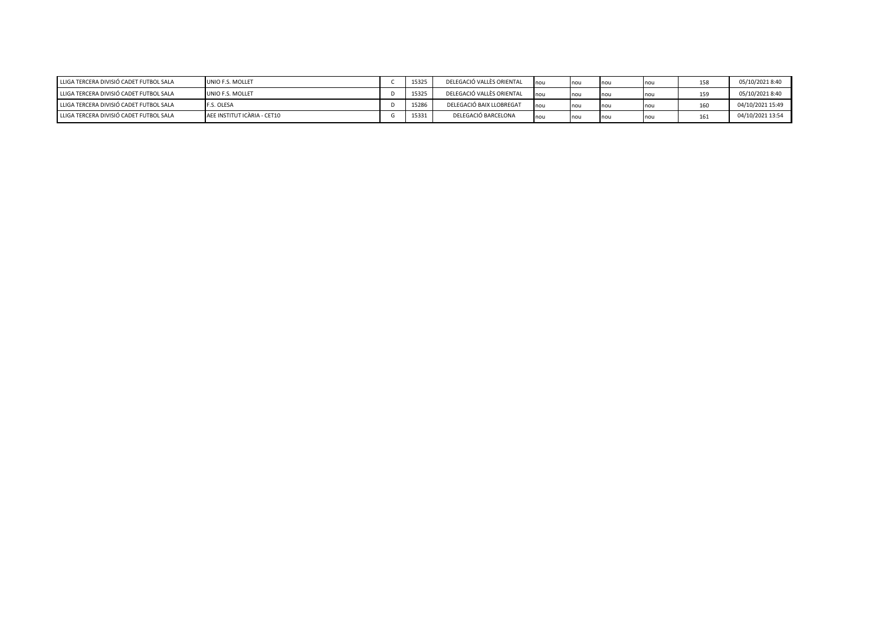| | | | | | | | | | | |
|---|---|---|---|---|---|---|---|---|---|---|
| LLIGA TERCERA DIVISIÓ CADET FUTBOL SALA | UNIO F.S. MOLLET | C | 15325 | DELEGACIÓ VALLÈS ORIENTAL | nou | nou | nou | nou | 158 | 05/10/2021 8:40 |
| LLIGA TERCERA DIVISIÓ CADET FUTBOL SALA | UNIO F.S. MOLLET | D | 15325 | DELEGACIÓ VALLÈS ORIENTAL | nou | nou | nou | nou | 159 | 05/10/2021 8:40 |
| LLIGA TERCERA DIVISIÓ CADET FUTBOL SALA | F.S. OLESA | D | 15286 | DELEGACIÓ BAIX LLOBREGAT | nou | nou | nou | nou | 160 | 04/10/2021 15:49 |
| LLIGA TERCERA DIVISIÓ CADET FUTBOL SALA | AEE INSTITUT ICÀRIA - CET10 | G | 15331 | DELEGACIÓ BARCELONA | nou | nou | nou | nou | 161 | 04/10/2021 13:54 |